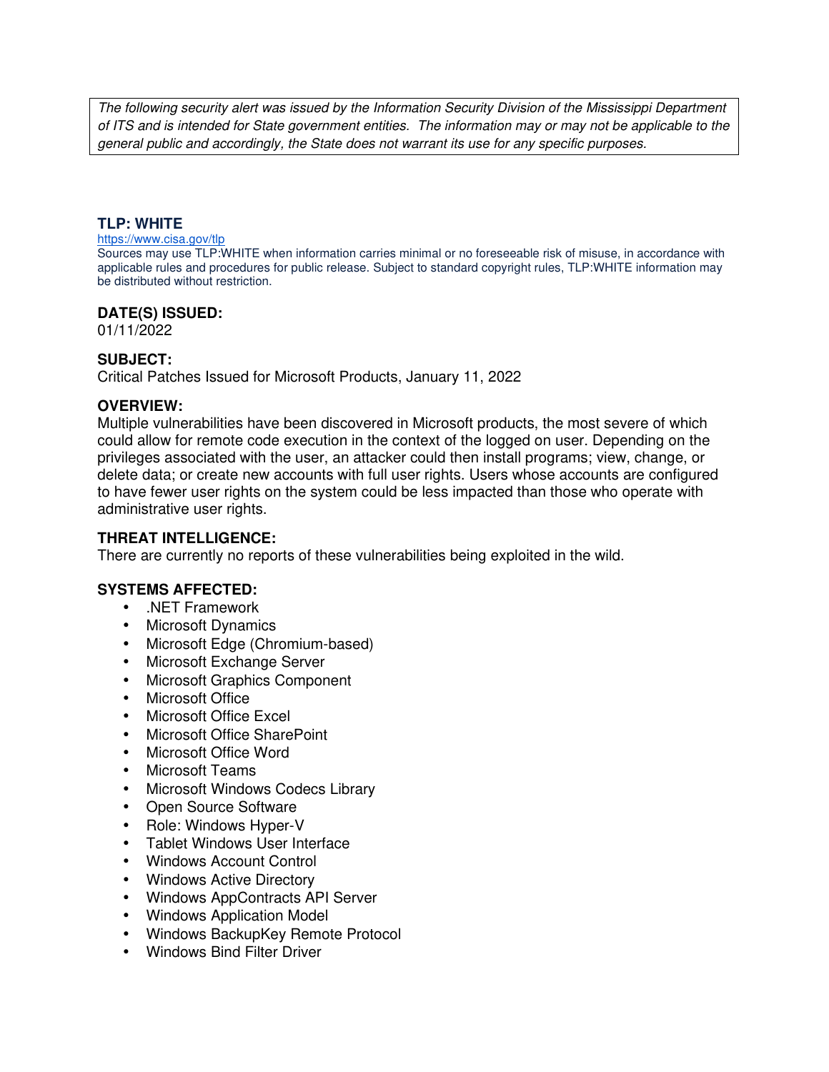*The following security alert was issued by the Information Security Division of the Mississippi Department of ITS and is intended for State government entities. The information may or may not be applicable to the general public and accordingly, the State does not warrant its use for any specific purposes.*

**TLP: WHITE**

https://www.cisa.gov/tlp

Sources may use TLP:WHITE when information carries minimal or no foreseeable risk of misuse, in accordance with applicable rules and procedures for public release. Subject to standard copyright rules, TLP:WHITE information may be distributed without restriction.

**DATE(S) ISSUED:**

01/11/2022

**SUBJECT:**

Critical Patches Issued for Microsoft Products, January 11, 2022

**OVERVIEW:**

Multiple vulnerabilities have been discovered in Microsoft products, the most severe of which could allow for remote code execution in the context of the logged on user. Depending on the privileges associated with the user, an attacker could then install programs; view, change, or delete data; or create new accounts with full user rights. Users whose accounts are configured to have fewer user rights on the system could be less impacted than those who operate with administrative user rights.

**THREAT INTELLIGENCE:**

There are currently no reports of these vulnerabilities being exploited in the wild.

**SYSTEMS AFFECTED:**

- .NET Framework
- Microsoft Dynamics
- Microsoft Edge (Chromium-based)
- Microsoft Exchange Server
- Microsoft Graphics Component
- Microsoft Office
- Microsoft Office Excel
- Microsoft Office SharePoint
- Microsoft Office Word
- Microsoft Teams
- Microsoft Windows Codecs Library
- Open Source Software
- Role: Windows Hyper-V
- Tablet Windows User Interface
- Windows Account Control
- Windows Active Directory
- Windows AppContracts API Server
- Windows Application Model
- Windows BackupKey Remote Protocol
- Windows Bind Filter Driver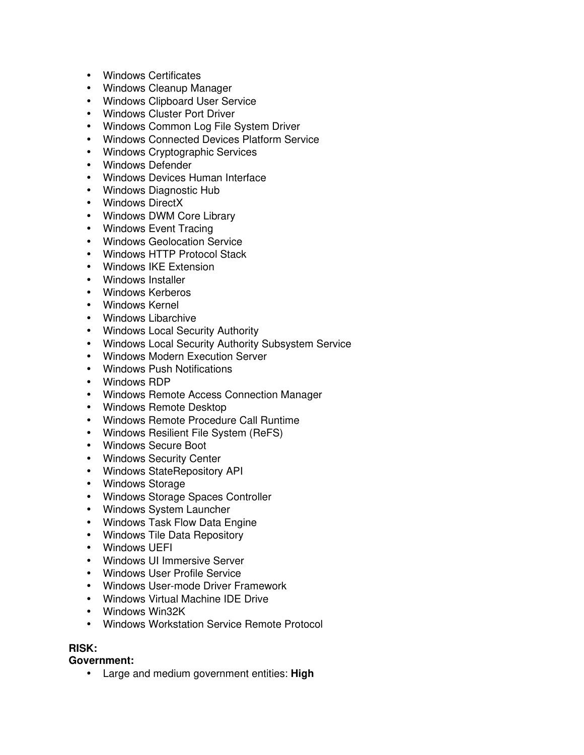- Windows Certificates
- Windows Cleanup Manager
- Windows Clipboard User Service
- Windows Cluster Port Driver
- Windows Common Log File System Driver
- Windows Connected Devices Platform Service
- Windows Cryptographic Services
- Windows Defender
- Windows Devices Human Interface
- Windows Diagnostic Hub
- Windows DirectX
- Windows DWM Core Library
- Windows Event Tracing
- Windows Geolocation Service
- Windows HTTP Protocol Stack
- Windows IKE Extension
- Windows Installer
- Windows Kerberos
- Windows Kernel
- Windows Libarchive
- Windows Local Security Authority
- Windows Local Security Authority Subsystem Service
- Windows Modern Execution Server
- Windows Push Notifications
- Windows RDP
- Windows Remote Access Connection Manager
- Windows Remote Desktop
- Windows Remote Procedure Call Runtime
- Windows Resilient File System (ReFS)
- Windows Secure Boot
- Windows Security Center
- Windows StateRepository API
- Windows Storage
- Windows Storage Spaces Controller
- Windows System Launcher
- Windows Task Flow Data Engine
- Windows Tile Data Repository
- Windows UEFI
- Windows UI Immersive Server
- Windows User Profile Service
- Windows User-mode Driver Framework
- Windows Virtual Machine IDE Drive
- Windows Win32K
- Windows Workstation Service Remote Protocol

**RISK:**
**Government:**

- Large and medium government entities: **High**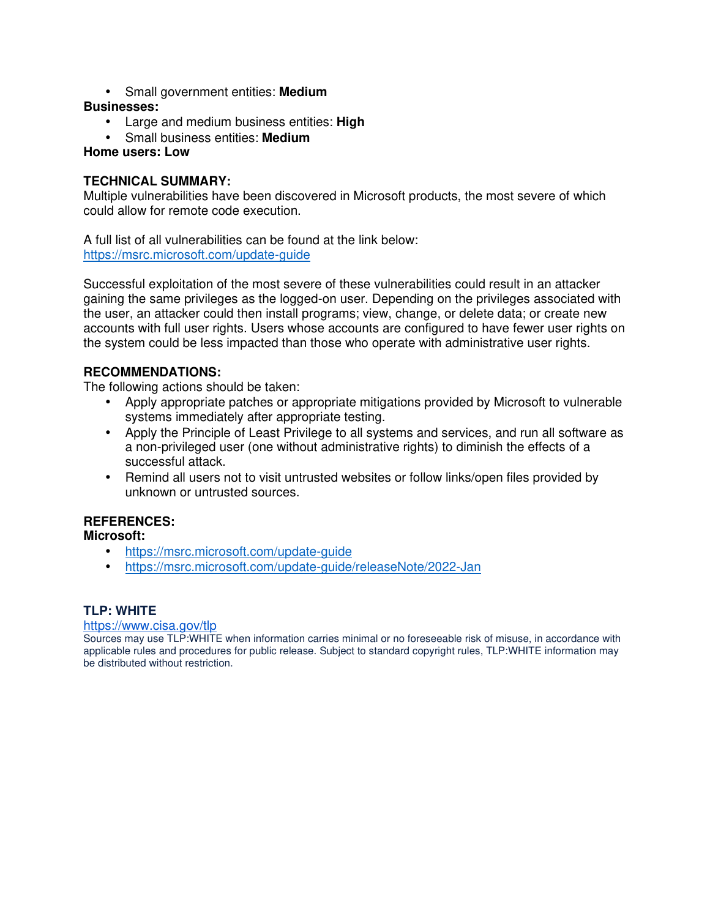- Small government entities: **Medium**

**Businesses:**

- Large and medium business entities: **High**
- Small business entities: **Medium**

**Home users: Low**

**TECHNICAL SUMMARY:**
Multiple vulnerabilities have been discovered in Microsoft products, the most severe of which could allow for remote code execution.

A full list of all vulnerabilities can be found at the link below:
https://msrc.microsoft.com/update-guide

Successful exploitation of the most severe of these vulnerabilities could result in an attacker gaining the same privileges as the logged-on user. Depending on the privileges associated with the user, an attacker could then install programs; view, change, or delete data; or create new accounts with full user rights. Users whose accounts are configured to have fewer user rights on the system could be less impacted than those who operate with administrative user rights.

**RECOMMENDATIONS:**
The following actions should be taken:

- Apply appropriate patches or appropriate mitigations provided by Microsoft to vulnerable systems immediately after appropriate testing.
- Apply the Principle of Least Privilege to all systems and services, and run all software as a non-privileged user (one without administrative rights) to diminish the effects of a successful attack.
- Remind all users not to visit untrusted websites or follow links/open files provided by unknown or untrusted sources.

**REFERENCES:**

**Microsoft:**

- https://msrc.microsoft.com/update-guide
- https://msrc.microsoft.com/update-guide/releaseNote/2022-Jan

**TLP: WHITE**

https://www.cisa.gov/tlp

Sources may use TLP:WHITE when information carries minimal or no foreseeable risk of misuse, in accordance with applicable rules and procedures for public release. Subject to standard copyright rules, TLP:WHITE information may be distributed without restriction.